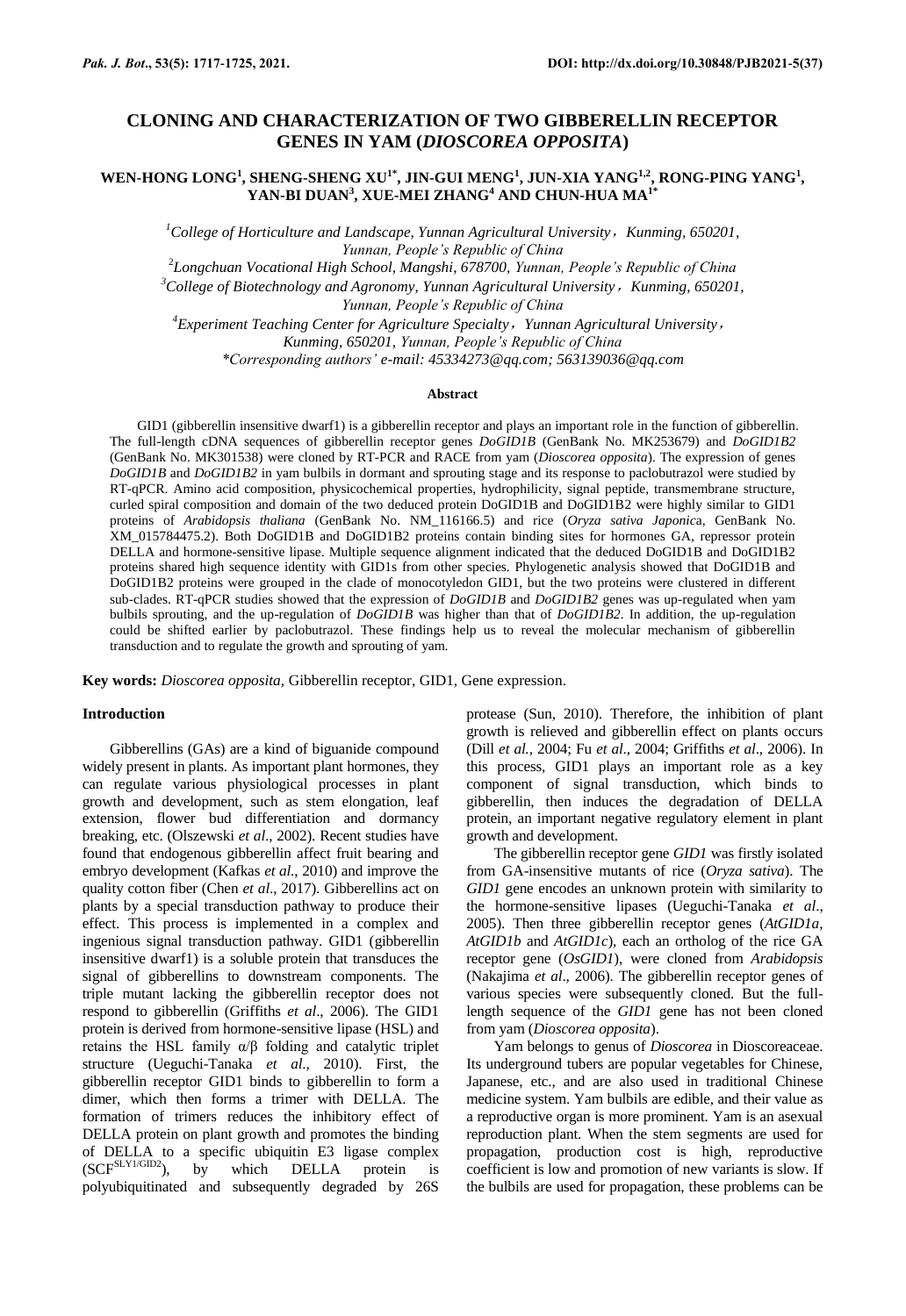# CLONING AND CHARACTERIZATION OF TWO GIBBERELLIN RECEPTOR GENES IN YAM (*DIOSCOREA OPPOSITA*)

**WEN-HONG LONG[1], SHENG-SHENG XU[1*], JIN-GUI MENG[1], JUN-XIA YANG[1,2], RONG-PING YANG[1], YAN-BI DUAN[3], XUE-MEI ZHANG[4] AND CHUN-HUA MA[1*]**

[1]*College of Horticulture and Landscape, Yunnan Agricultural University，Kunming, 650201, Yunnan, People's Republic of China*

[2]*Longchuan Vocational High School, Mangshi, 678700, Yunnan, People's Republic of China*

[3]*College of Biotechnology and Agronomy, Yunnan Agricultural University，Kunming, 650201, Yunnan, People's Republic of China*

[4]*Experiment Teaching Center for Agriculture Specialty，Yunnan Agricultural University，Kunming, 650201, Yunnan, People's Republic of China*

*\*Corresponding authors' e-mail: 45334273@qq.com; 563139036@qq.com*

## Abstract

GID1 (gibberellin insensitive dwarf1) is a gibberellin receptor and plays an important role in the function of gibberellin. The full-length cDNA sequences of gibberellin receptor genes *DoGID1B* (GenBank No. MK253679) and *DoGID1B2* (GenBank No. MK301538) were cloned by RT-PCR and RACE from yam (*Dioscorea opposita*). The expression of genes *DoGID1B* and *DoGID1B2* in yam bulbils in dormant and sprouting stage and its response to paclobutrazol were studied by RT-qPCR. Amino acid composition, physicochemical properties, hydrophilicity, signal peptide, transmembrane structure, curled spiral composition and domain of the two deduced protein DoGID1B and DoGID1B2 were highly similar to GID1 proteins of *Arabidopsis thaliana* (GenBank No. NM_116166.5) and rice (*Oryza sativa Japonic*a, GenBank No. XM_015784475.2). Both DoGID1B and DoGID1B2 proteins contain binding sites for hormones GA, repressor protein DELLA and hormone-sensitive lipase. Multiple sequence alignment indicated that the deduced DoGID1B and DoGID1B2 proteins shared high sequence identity with GID1s from other species. Phylogenetic analysis showed that DoGID1B and DoGID1B2 proteins were grouped in the clade of monocotyledon GID1, but the two proteins were clustered in different sub-clades. RT-qPCR studies showed that the expression of *DoGID1B* and *DoGID1B2* genes was up-regulated when yam bulbils sprouting, and the up-regulation of *DoGID1B* was higher than that of *DoGID1B2*. In addition, the up-regulation could be shifted earlier by paclobutrazol. These findings help us to reveal the molecular mechanism of gibberellin transduction and to regulate the growth and sprouting of yam.

**Key words:** *Dioscorea opposita*, Gibberellin receptor, GID1, Gene expression.

## Introduction

Gibberellins (GAs) are a kind of biguanide compound widely present in plants. As important plant hormones, they can regulate various physiological processes in plant growth and development, such as stem elongation, leaf extension, flower bud differentiation and dormancy breaking, etc. (Olszewski *et al*., 2002). Recent studies have found that endogenous gibberellin affect fruit bearing and embryo development (Kafkas *et al*., 2010) and improve the quality cotton fiber (Chen *et al*., 2017). Gibberellins act on plants by a special transduction pathway to produce their effect. This process is implemented in a complex and ingenious signal transduction pathway. GID1 (gibberellin insensitive dwarf1) is a soluble protein that transduces the signal of gibberellins to downstream components. The triple mutant lacking the gibberellin receptor does not respond to gibberellin (Griffiths *et al*., 2006). The GID1 protein is derived from hormone-sensitive lipase (HSL) and retains the HSL family α/β folding and catalytic triplet structure (Ueguchi-Tanaka *et al*., 2010). First, the gibberellin receptor GID1 binds to gibberellin to form a dimer, which then forms a trimer with DELLA. The formation of trimers reduces the inhibitory effect of DELLA protein on plant growth and promotes the binding of DELLA to a specific ubiquitin E3 ligase complex ($SCF^{SLY1/GID2}$), by which DELLA protein is polyubiquitinated and subsequently degraded by 26S protease (Sun, 2010). Therefore, the inhibition of plant growth is relieved and gibberellin effect on plants occurs (Dill *et al.*, 2004; Fu *et al*., 2004; Griffiths *et al*., 2006). In this process, GID1 plays an important role as a key component of signal transduction, which binds to gibberellin, then induces the degradation of DELLA protein, an important negative regulatory element in plant growth and development.

The gibberellin receptor gene *GID1* was firstly isolated from GA-insensitive mutants of rice (*Oryza sativa*). The *GID1* gene encodes an unknown protein with similarity to the hormone-sensitive lipases (Ueguchi-Tanaka *et al*., 2005). Then three gibberellin receptor genes (*AtGID1a*, *AtGID1b* and *AtGID1c*), each an ortholog of the rice GA receptor gene (*OsGID1*), were cloned from *Arabidopsis* (Nakajima *et al*., 2006). The gibberellin receptor genes of various species were subsequently cloned. But the full-length sequence of the *GID1* gene has not been cloned from yam (*Dioscorea opposita*).

Yam belongs to genus of *Dioscorea* in Dioscoreaceae. Its underground tubers are popular vegetables for Chinese, Japanese, etc., and are also used in traditional Chinese medicine system. Yam bulbils are edible, and their value as a reproductive organ is more prominent. Yam is an asexual reproduction plant. When the stem segments are used for propagation, production cost is high, reproductive coefficient is low and promotion of new variants is slow. If the bulbils are used for propagation, these problems can be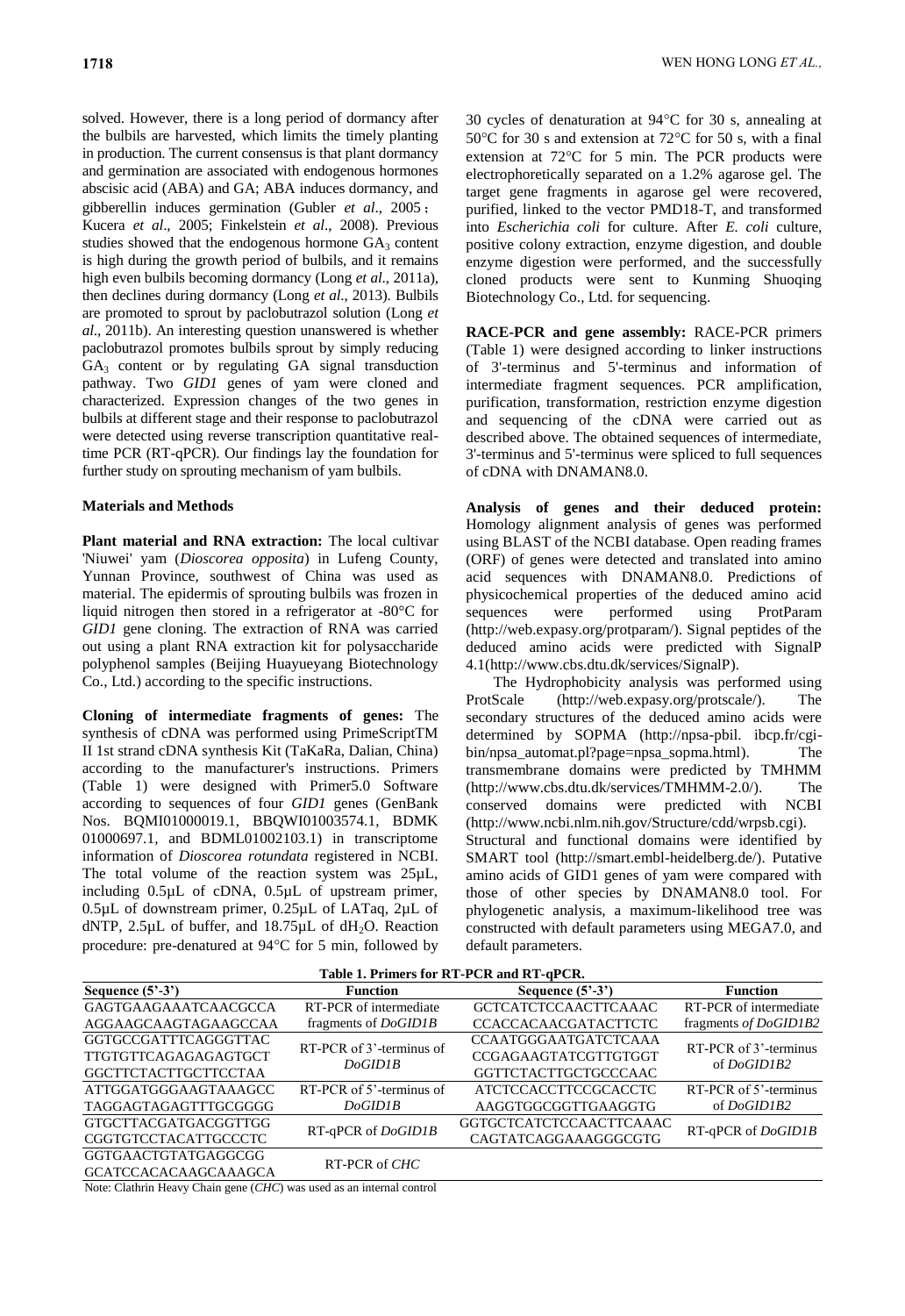solved. However, there is a long period of dormancy after the bulbils are harvested, which limits the timely planting in production. The current consensus is that plant dormancy and germination are associated with endogenous hormones abscisic acid (ABA) and GA; ABA induces dormancy, and gibberellin induces germination (Gubler *et al*., 2005; Kucera *et al*., 2005; Finkelstein *et al*., 2008). Previous studies showed that the endogenous hormone $GA_3$ content is high during the growth period of bulbils, and it remains high even bulbils becoming dormancy (Long *et al*., 2011a), then declines during dormancy (Long *et al*., 2013). Bulbils are promoted to sprout by paclobutrazol solution (Long *et al*., 2011b). An interesting question unanswered is whether paclobutrazol promotes bulbils sprout by simply reducing $GA_3$ content or by regulating GA signal transduction pathway. Two *GID1* genes of yam were cloned and characterized. Expression changes of the two genes in bulbils at different stage and their response to paclobutrazol were detected using reverse transcription quantitative real-time PCR (RT-qPCR). Our findings lay the foundation for further study on sprouting mechanism of yam bulbils.

## Materials and Methods

**Plant material and RNA extraction:** The local cultivar 'Niuwei' yam (*Dioscorea opposita*) in Lufeng County, Yunnan Province, southwest of China was used as material. The epidermis of sprouting bulbils was frozen in liquid nitrogen then stored in a refrigerator at -80°C for *GID1* gene cloning. The extraction of RNA was carried out using a plant RNA extraction kit for polysaccharide polyphenol samples (Beijing Huayueyang Biotechnology Co., Ltd.) according to the specific instructions.

**Cloning of intermediate fragments of genes:** The synthesis of cDNA was performed using PrimeScriptTM II 1st strand cDNA synthesis Kit (TaKaRa, Dalian, China) according to the manufacturer's instructions. Primers (Table 1) were designed with Primer5.0 Software according to sequences of four *GID1* genes (GenBank Nos. BQMI01000019.1, BBQWI01003574.1, BDMK 01000697.1, and BDML01002103.1) in transcriptome information of *Dioscorea rotundata* registered in NCBI. The total volume of the reaction system was 25μL, including 0.5μL of cDNA, 0.5μL of upstream primer, 0.5μL of downstream primer, 0.25μL of LATaq, 2μL of dNTP, 2.5μL of buffer, and 18.75μL of $dH_2O$. Reaction procedure: pre-denatured at 94°C for 5 min, followed by 30 cycles of denaturation at 94°C for 30 s, annealing at 50°C for 30 s and extension at 72°C for 50 s, with a final extension at 72°C for 5 min. The PCR products were electrophoretically separated on a 1.2% agarose gel. The target gene fragments in agarose gel were recovered, purified, linked to the vector PMD18-T, and transformed into *Escherichia coli* for culture. After *E. coli* culture, positive colony extraction, enzyme digestion, and double enzyme digestion were performed, and the successfully cloned products were sent to Kunming Shuoqing Biotechnology Co., Ltd. for sequencing.

**RACE-PCR and gene assembly:** RACE-PCR primers (Table 1) were designed according to linker instructions of 3'-terminus and 5'-terminus and information of intermediate fragment sequences. PCR amplification, purification, transformation, restriction enzyme digestion and sequencing of the cDNA were carried out as described above. The obtained sequences of intermediate, 3'-terminus and 5'-terminus were spliced to full sequences of cDNA with DNAMAN8.0.

**Analysis of genes and their deduced protein:** Homology alignment analysis of genes was performed using BLAST of the NCBI database. Open reading frames (ORF) of genes were detected and translated into amino acid sequences with DNAMAN8.0. Predictions of physicochemical properties of the deduced amino acid sequences were performed using ProtParam (http://web.expasy.org/protparam/). Signal peptides of the deduced amino acids were predicted with SignalP 4.1(http://www.cbs.dtu.dk/services/SignalP).

The Hydrophobicity analysis was performed using ProtScale (http://web.expasy.org/protscale/). The secondary structures of the deduced amino acids were determined by SOPMA (http://npsa-pbil. ibcp.fr/cgi-bin/npsa_automat.pl?page=npsa_sopma.html). The transmembrane domains were predicted by TMHMM (http://www.cbs.dtu.dk/services/TMHMM-2.0/). The conserved domains were predicted with NCBI (http://www.ncbi.nlm.nih.gov/Structure/cdd/wrpsb.cgi). Structural and functional domains were identified by SMART tool (http://smart.embl-heidelberg.de/). Putative amino acids of GID1 genes of yam were compared with those of other species by DNAMAN8.0 tool. For phylogenetic analysis, a maximum-likelihood tree was constructed with default parameters using MEGA7.0, and default parameters.

**Table 1. Primers for RT-PCR and RT-qPCR.**

| Sequence (5'-3') | Function | Sequence (5'-3') | Function |
|---|---|---|---|
| GAGTGAAGAAATCAACGCCA<br>AGGAAGCAAGTAGAAGCCAA | RT-PCR of intermediate fragments of *DoGID1B* | GCTCATCTCCAACTTCAAAC<br>CCACCACAACGATACTTCTC | RT-PCR of intermediate fragments *of DoGID1B2* |
| GGTGCCGATTTCAGGGTTAC<br>TTGTGTTCAGAGAGAGTGCT<br>GGCTTCTACTTGCTTCCTAA | RT-PCR of 3'-terminus of *DoGID1B* | CCAATGGGAATGATCTCAAA<br>CCGAGAAGTATCGTTGTGGT<br>GGTTCTACTTGCTGCCCAAC | RT-PCR of 3'-terminus of *DoGID1B2* |
| ATTGGATGGGAAGTAAAGCC<br>TAGGAGTAGAGTTTGCGGGG | RT-PCR of 5'-terminus of *DoGID1B* | ATCTCCACCTTCCGCACCTC<br>AAGGTGGCGGTTGAAGGTG | RT-PCR of 5'-terminus of *DoGID1B2* |
| GTGCTTACGATGACGGTTGG<br>CGGTGTCCTACATTGCCCTC | RT-qPCR of *DoGID1B* | GGTGCTCATCTCCAACTTCAAAC<br>CAGTATCAGGAAAGGGCGTG | RT-qPCR of *DoGID1B* |
| GGTGAACTGTATGAGGCGG<br>GCATCCACACAAGCAAAGCA | RT-PCR of *CHC* | | |

Note: Clathrin Heavy Chain gene (*CHC*) was used as an internal control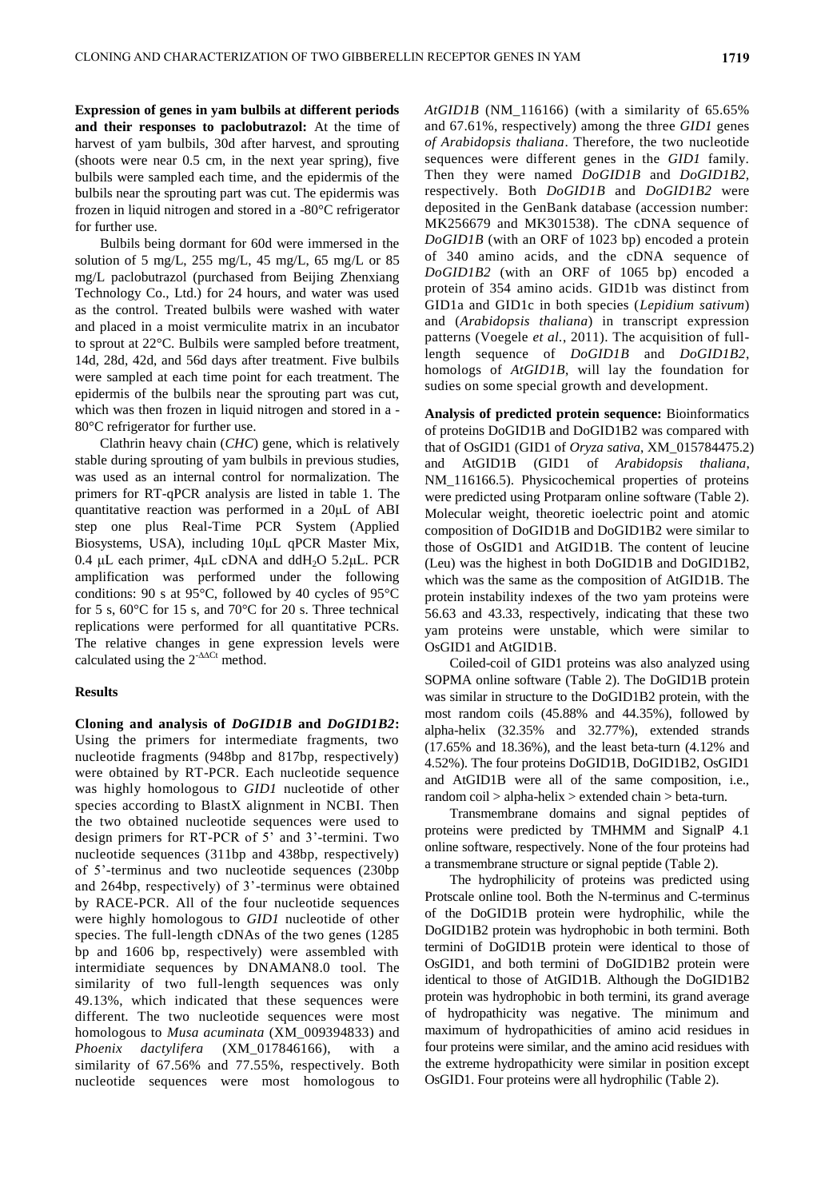**Expression of genes in yam bulbils at different periods and their responses to paclobutrazol:** At the time of harvest of yam bulbils, 30d after harvest, and sprouting (shoots were near 0.5 cm, in the next year spring), five bulbils were sampled each time, and the epidermis of the bulbils near the sprouting part was cut. The epidermis was frozen in liquid nitrogen and stored in a -80°C refrigerator for further use.

Bulbils being dormant for 60d were immersed in the solution of 5 mg/L, 255 mg/L, 45 mg/L, 65 mg/L or 85 mg/L paclobutrazol (purchased from Beijing Zhenxiang Technology Co., Ltd.) for 24 hours, and water was used as the control. Treated bulbils were washed with water and placed in a moist vermiculite matrix in an incubator to sprout at 22°C. Bulbils were sampled before treatment, 14d, 28d, 42d, and 56d days after treatment. Five bulbils were sampled at each time point for each treatment. The epidermis of the bulbils near the sprouting part was cut, which was then frozen in liquid nitrogen and stored in a -80°C refrigerator for further use.

Clathrin heavy chain (*CHC*) gene, which is relatively stable during sprouting of yam bulbils in previous studies, was used as an internal control for normalization. The primers for RT-qPCR analysis are listed in table 1. The quantitative reaction was performed in a 20μL of ABI step one plus Real-Time PCR System (Applied Biosystems, USA), including 10μL qPCR Master Mix, 0.4 μL each primer, 4μL cDNA and dd$H_2O$ 5.2μL. PCR amplification was performed under the following conditions: 90 s at 95°C, followed by 40 cycles of 95°C for 5 s, 60°C for 15 s, and 70°C for 20 s. Three technical replications were performed for all quantitative PCRs. The relative changes in gene expression levels were calculated using the $2^{-\Delta\Delta Ct}$ method.

## Results

**Cloning and analysis of *DoGID1B* and *DoGID1B2*:** Using the primers for intermediate fragments, two nucleotide fragments (948bp and 817bp, respectively) were obtained by RT-PCR. Each nucleotide sequence was highly homologous to *GID1* nucleotide of other species according to BlastX alignment in NCBI. Then the two obtained nucleotide sequences were used to design primers for RT-PCR of 5' and 3'-termini. Two nucleotide sequences (311bp and 438bp, respectively) of 5'-terminus and two nucleotide sequences (230bp and 264bp, respectively) of 3'-terminus were obtained by RACE-PCR. All of the four nucleotide sequences were highly homologous to *GID1* nucleotide of other species. The full-length cDNAs of the two genes (1285 bp and 1606 bp, respectively) were assembled with intermediate sequences by DNAMAN8.0 tool. The similarity of two full-length sequences was only 49.13%, which indicated that these sequences were different. The two nucleotide sequences were most homologous to *Musa acuminata* (XM_009394833) and *Phoenix dactylifera* (XM_017846166), with a similarity of 67.56% and 77.55%, respectively. Both nucleotide sequences were most homologous to *AtGID1B* (NM_116166) (with a similarity of 65.65% and 67.61%, respectively) among the three *GID1* genes *of Arabidopsis thaliana*. Therefore, the two nucleotide sequences were different genes in the *GID1* family. Then they were named *DoGID1B* and *DoGID1B2*, respectively. Both *DoGID1B* and *DoGID1B2* were deposited in the GenBank database (accession number: MK256679 and MK301538). The cDNA sequence of *DoGID1B* (with an ORF of 1023 bp) encoded a protein of 340 amino acids, and the cDNA sequence of *DoGID1B2* (with an ORF of 1065 bp) encoded a protein of 354 amino acids. GID1b was distinct from GID1a and GID1c in both species (*Lepidium sativum*) and (*Arabidopsis thaliana*) in transcript expression patterns (Voegele *et al.*, 2011). The acquisition of full-length sequence of *DoGID1B* and *DoGID1B2*, homologs of *AtGID1B*, will lay the foundation for sudies on some special growth and development.

**Analysis of predicted protein sequence:** Bioinformatics of proteins DoGID1B and DoGID1B2 was compared with that of OsGID1 (GID1 of *Oryza sativa*, XM_015784475.2) and AtGID1B (GID1 of *Arabidopsis thaliana*, NM_116166.5). Physicochemical properties of proteins were predicted using Protparam online software (Table 2). Molecular weight, theoretic ioelectric point and atomic composition of DoGID1B and DoGID1B2 were similar to those of OsGID1 and AtGID1B. The content of leucine (Leu) was the highest in both DoGID1B and DoGID1B2, which was the same as the composition of AtGID1B. The protein instability indexes of the two yam proteins were 56.63 and 43.33, respectively, indicating that these two yam proteins were unstable, which were similar to OsGID1 and AtGID1B.

Coiled-coil of GID1 proteins was also analyzed using SOPMA online software (Table 2). The DoGID1B protein was similar in structure to the DoGID1B2 protein, with the most random coils (45.88% and 44.35%), followed by alpha-helix (32.35% and 32.77%), extended strands (17.65% and 18.36%), and the least beta-turn (4.12% and 4.52%). The four proteins DoGID1B, DoGID1B2, OsGID1 and AtGID1B were all of the same composition, i.e., random coil > alpha-helix > extended chain > beta-turn.

Transmembrane domains and signal peptides of proteins were predicted by TMHMM and SignalP 4.1 online software, respectively. None of the four proteins had a transmembrane structure or signal peptide (Table 2).

The hydrophilicity of proteins was predicted using Protscale online tool. Both the N-terminus and C-terminus of the DoGID1B protein were hydrophilic, while the DoGID1B2 protein was hydrophobic in both termini. Both termini of DoGID1B protein were identical to those of OsGID1, and both termini of DoGID1B2 protein were identical to those of AtGID1B. Although the DoGID1B2 protein was hydrophobic in both termini, its grand average of hydropathicity was negative. The minimum and maximum of hydropathicities of amino acid residues in four proteins were similar, and the amino acid residues with the extreme hydropathicity were similar in position except OsGID1. Four proteins were all hydrophilic (Table 2).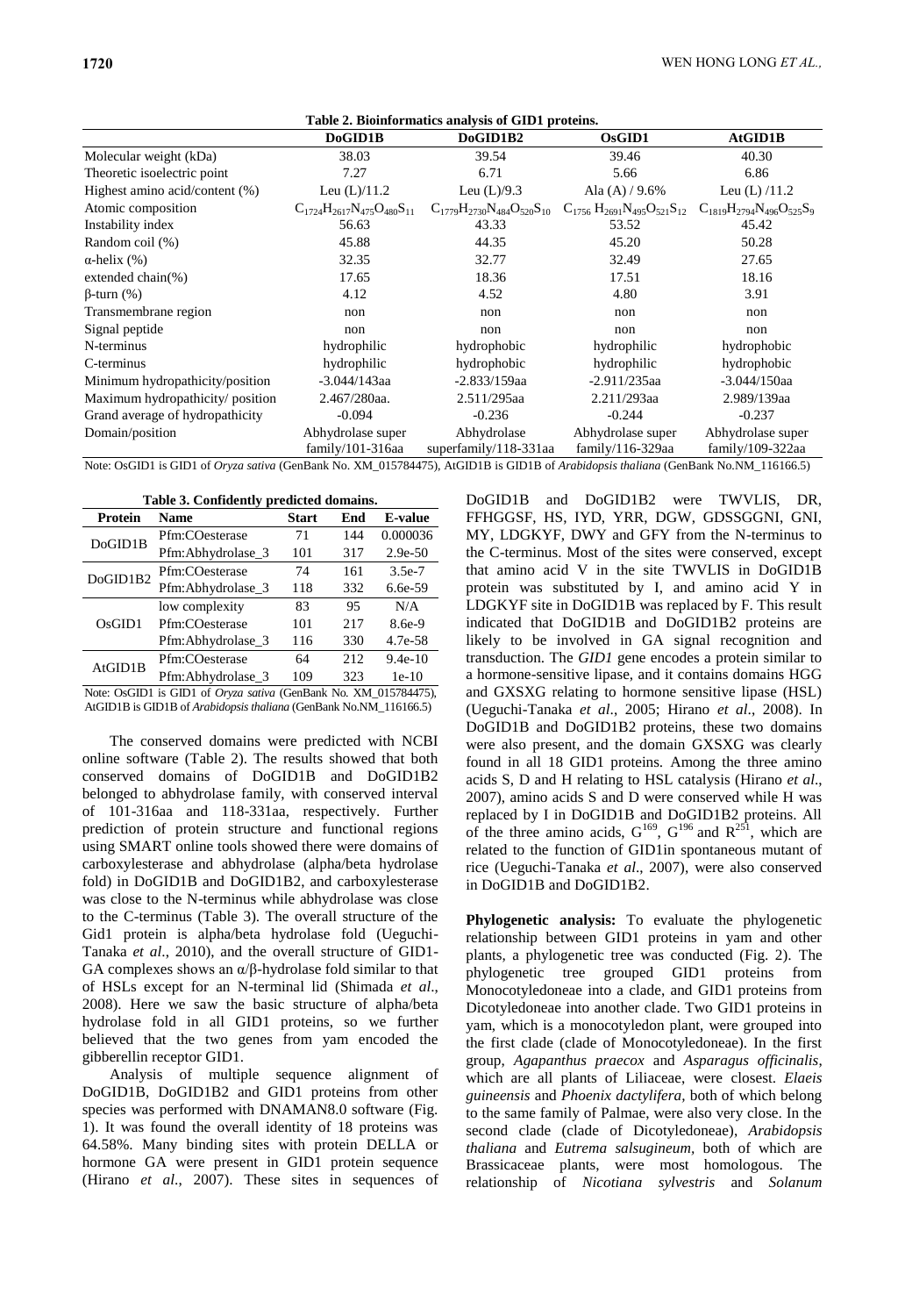**Table 2. Bioinformatics analysis of GID1 proteins.**

| | DoGID1B | DoGID1B2 | OsGID1 | AtGID1B |
|---|---|---|---|---|
| Molecular weight (kDa) | 38.03 | 39.54 | 39.46 | 40.30 |
| Theoretic isoelectric point | 7.27 | 6.71 | 5.66 | 6.86 |
| Highest amino acid/content (%) | Leu (L)/11.2 | Leu (L)/9.3 | Ala (A) / 9.6% | Leu (L) /11.2 |
| Atomic composition | $C_{1724}H_{2617}N_{475}O_{480}S_{11}$ | $C_{1779}H_{2730}N_{484}O_{520}S_{10}$ | $C_{1756}H_{2691}N_{495}O_{521}S_{12}$ | $C_{1819}H_{2794}N_{496}O_{525}S_{9}$ |
| Instability index | 56.63 | 43.33 | 53.52 | 45.42 |
| Random coil (%) | 45.88 | 44.35 | 45.20 | 50.28 |
| α-helix (%) | 32.35 | 32.77 | 32.49 | 27.65 |
| extended chain(%) | 17.65 | 18.36 | 17.51 | 18.16 |
| β-turn (%) | 4.12 | 4.52 | 4.80 | 3.91 |
| Transmembrane region | non | non | non | non |
| Signal peptide | non | non | non | non |
| N-terminus | hydrophilic | hydrophobic | hydrophilic | hydrophobic |
| C-terminus | hydrophilic | hydrophobic | hydrophilic | hydrophobic |
| Minimum hydropathicity/position | -3.044/143aa | -2.833/159aa | -2.911/235aa | -3.044/150aa |
| Maximum hydropathicity/ position | 2.467/280aa. | 2.511/295aa | 2.211/293aa | 2.989/139aa |
| Grand average of hydropathicity | -0.094 | -0.236 | -0.244 | -0.237 |
| Domain/position | Abhydrolase super family/101-316aa | Abhydrolase superfamily/118-331aa | Abhydrolase super family/116-329aa | Abhydrolase super family/109-322aa |

Note: OsGID1 is GID1 of *Oryza sativa* (GenBank No. XM_015784475), AtGID1B is GID1B of *Arabidopsis thaliana* (GenBank No.NM_116166.5)

**Table 3. Confidently predicted domains.**

| Protein | Name | Start | End | E-value |
|---|---|---|---|---|
| DoGID1B | Pfm:COesterase | 71 | 144 | 0.000036 |
| | Pfm:Abhydrolase_3 | 101 | 317 | 2.9e-50 |
| DoGID1B2 | Pfm:COesterase | 74 | 161 | 3.5e-7 |
| | Pfm:Abhydrolase_3 | 118 | 332 | 6.6e-59 |
| OsGID1 | low complexity | 83 | 95 | N/A |
| | Pfm:COesterase | 101 | 217 | 8.6e-9 |
| | Pfm:Abhydrolase_3 | 116 | 330 | 4.7e-58 |
| AtGID1B | Pfm:COesterase | 64 | 212 | 9.4e-10 |
| | Pfm:Abhydrolase_3 | 109 | 323 | 1e-10 |

Note: OsGID1 is GID1 of *Oryza sativa* (GenBank No. XM_015784475), AtGID1B is GID1B of *Arabidopsis thaliana* (GenBank No.NM_116166.5)

The conserved domains were predicted with NCBI online software (Table 2). The results showed that both conserved domains of DoGID1B and DoGID1B2 belonged to abhydrolase family, with conserved interval of 101-316aa and 118-331aa, respectively. Further prediction of protein structure and functional regions using SMART online tools showed there were domains of carboxylesterase and abhydrolase (alpha/beta hydrolase fold) in DoGID1B and DoGID1B2, and carboxylesterase was close to the N-terminus while abhydrolase was close to the C-terminus (Table 3). The overall structure of the Gid1 protein is alpha/beta hydrolase fold (Ueguchi-Tanaka *et al*., 2010), and the overall structure of GID1-GA complexes shows an α/β-hydrolase fold similar to that of HSLs except for an N-terminal lid (Shimada *et al*., 2008). Here we saw the basic structure of alpha/beta hydrolase fold in all GID1 proteins, so we further believed that the two genes from yam encoded the gibberellin receptor GID1.

Analysis of multiple sequence alignment of DoGID1B, DoGID1B2 and GID1 proteins from other species was performed with DNAMAN8.0 software (Fig. 1). It was found the overall identity of 18 proteins was 64.58%. Many binding sites with protein DELLA or hormone GA were present in GID1 protein sequence (Hirano *et al*., 2007). These sites in sequences of DoGID1B and DoGID1B2 were TWVLIS, DR, FFHGGSF, HS, IYD, YRR, DGW, GDSSGGNI, GNI, MY, LDGKYF, DWY and GFY from the N-terminus to the C-terminus. Most of the sites were conserved, except that amino acid V in the site TWVLIS in DoGID1B protein was substituted by I, and amino acid Y in LDGKYF site in DoGID1B was replaced by F. This result indicated that DoGID1B and DoGID1B2 proteins are likely to be involved in GA signal recognition and transduction. The *GID1* gene encodes a protein similar to a hormone-sensitive lipase, and it contains domains HGG and GXSXG relating to hormone sensitive lipase (HSL) (Ueguchi-Tanaka *et al*., 2005; Hirano *et al*., 2008). In DoGID1B and DoGID1B2 proteins, these two domains were also present, and the domain GXSXG was clearly found in all 18 GID1 proteins. Among the three amino acids S, D and H relating to HSL catalysis (Hirano *et al*., 2007), amino acids S and D were conserved while H was replaced by I in DoGID1B and DoGID1B2 proteins. All of the three amino acids, $G^{169}$, $G^{196}$ and $R^{251}$, which are related to the function of GID1in spontaneous mutant of rice (Ueguchi-Tanaka *et al*., 2007), were also conserved in DoGID1B and DoGID1B2.

**Phylogenetic analysis:** To evaluate the phylogenetic relationship between GID1 proteins in yam and other plants, a phylogenetic tree was conducted (Fig. 2). The phylogenetic tree grouped GID1 proteins from Monocotyledoneae into a clade, and GID1 proteins from Dicotyledoneae into another clade. Two GID1 proteins in yam, which is a monocotyledon plant, were grouped into the first clade (clade of Monocotyledoneae). In the first group, *Agapanthus praecox* and *Asparagus officinalis,* which are all plants of Liliaceae, were closest. *Elaeis guineensis* and *Phoenix dactylifera,* both of which belong to the same family of Palmae, were also very close. In the second clade (clade of Dicotyledoneae), *Arabidopsis thaliana* and *Eutrema salsugineum*, both of which are Brassicaceae plants, were most homologous. The relationship of *Nicotiana sylvestris* and *Solanum*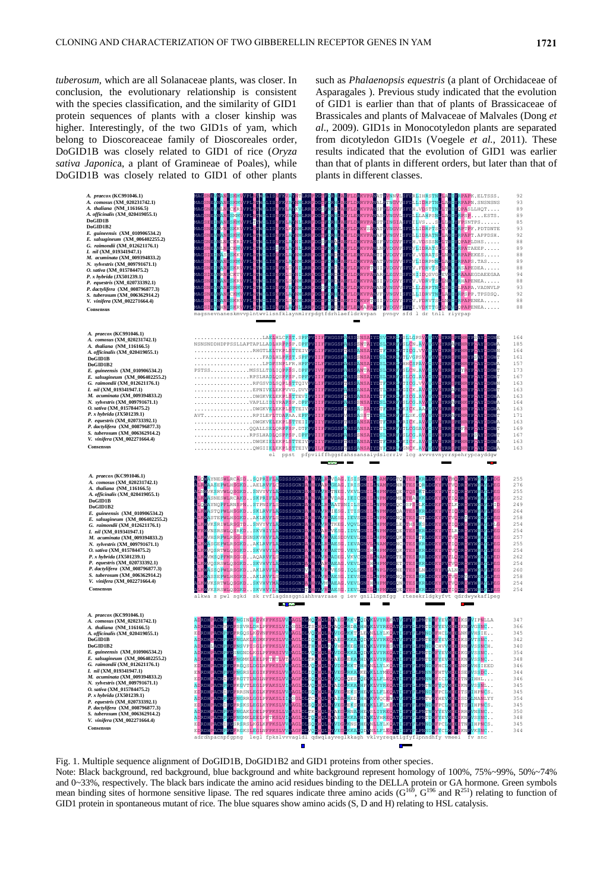*tuberosum*, which are all Solanaceae plants, was closer. In conclusion, the evolutionary relationship is consistent with the species classification, and the similarity of GID1 protein sequences of plants with a closer kinship was higher. Interestingly, of the two GID1s of yam, which belong to Dioscoreaceae family of Dioscoreales order, DoGID1B was closely related to GID1 of rice (*Oryza sativa Japonica*, a plant of Gramineae of Poales), while DoGID1B was closely related to GID1 of other plants such as *Phalaenopsis equestris* (a plant of Orchidaceae of Asparagales ). Previous study indicated that the evolution of GID1 is earlier than that of plants of Brassicaceae of Brassicales and plants of Malvaceae of Malvales (Dong *et al*., 2009). GID1s in Monocotyledon plants are separated from dicotyledon GID1s (Voegele *et al*., 2011). These results indicated that the evolution of GID1 was earlier than that of plants in different orders, but later than that of plants in different classes.

Fig. 1. Multiple sequence alignment of DoGID1B, DoGID1B2 and GID1 proteins from other species.

Note: Black background, red background, blue background and white background represent homology of 100%, 75%~99%, 50%~74% and 0~33%, respectively. The black bars indicate the amino acid residues binding to the DELLA protein or GA hormone. Green symbols mean binding sites of hormone sensitive lipase. The red squares indicate three amino acids ($G^{169}$, $G^{196}$ and $R^{251}$) relating to function of GID1 protein in spontaneous mutant of rice. The blue squares show amino acids (S, D and H) relating to HSL catalysis.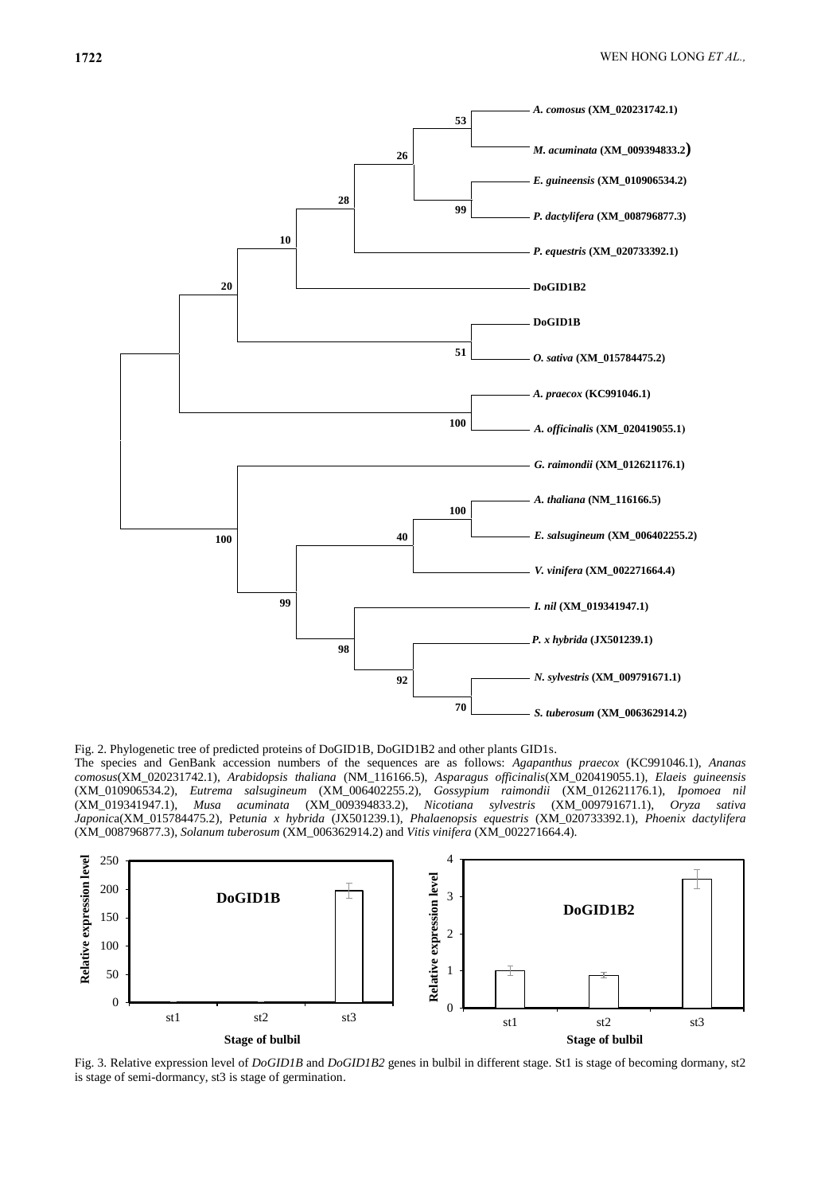Fig. 2. Phylogenetic tree of predicted proteins of DoGID1B, DoGID1B2 and other plants GID1s.

The species and GenBank accession numbers of the sequences are as follows: *Agapanthus praecox* (KC991046.1), *Ananas comosus*(XM_020231742.1), *Arabidopsis thaliana* (NM_116166.5), *Asparagus officinalis*(XM_020419055.1), *Elaeis guineensis* (XM_010906534.2), *Eutrema salsugineum* (XM_006402255.2), *Gossypium raimondii* (XM_012621176.1), *Ipomoea nil* (XM_019341947.1), *Musa acuminata* (XM_009394833.2), *Nicotiana sylvestris* (XM_009791671.1), *Oryza sativa Japonica*(XM_015784475.2), P*etunia x hybrida* (JX501239.1), *Phalaenopsis equestris* (XM_020733392.1), *Phoenix dactylifera* (XM_008796877.3), *Solanum tuberosum* (XM_006362914.2) and *Vitis vinifera* (XM_002271664.4).

Fig. 3. Relative expression level of *DoGID1B* and *DoGID1B2* genes in bulbil in different stage. St1 is stage of becoming dormany, st2 is stage of semi-dormancy, st3 is stage of germination.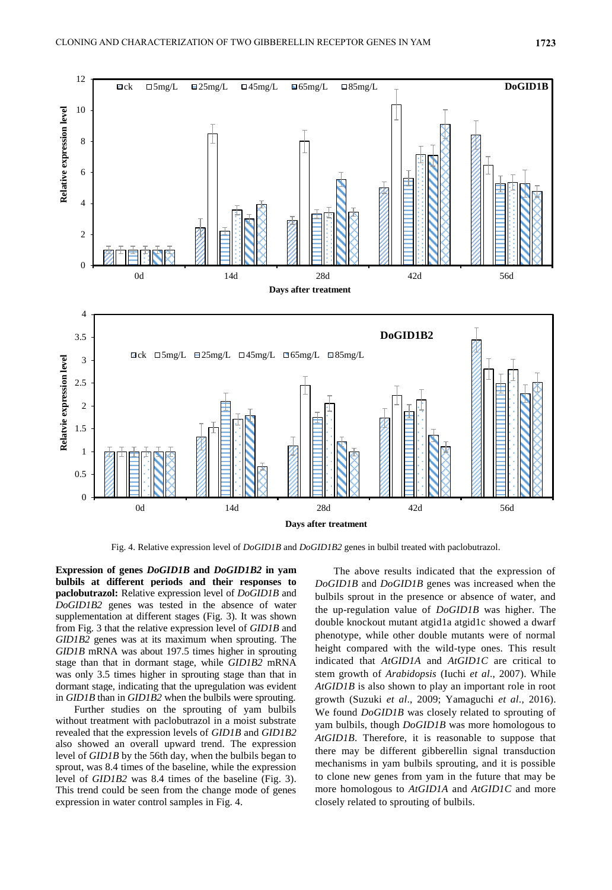Fig. 4. Relative expression level of *DoGID1B* and *DoGID1B2* genes in bulbil treated with paclobutrazol.

**Expression of genes *DoGID1B* and *DoGID1B2* in yam bulbils at different periods and their responses to paclobutrazol:** Relative expression level of *DoGID1B* and *DoGID1B2* genes was tested in the absence of water supplementation at different stages (Fig. 3). It was shown from Fig. 3 that the relative expression level of *GID1B* and *GID1B2* genes was at its maximum when sprouting. The *GID1B* mRNA was about 197.5 times higher in sprouting stage than that in dormant stage, while *GID1B2* mRNA was only 3.5 times higher in sprouting stage than that in dormant stage, indicating that the upregulation was evident in *GID1B* than in *GID1B2* when the bulbils were sprouting.

Further studies on the sprouting of yam bulbils without treatment with paclobutrazol in a moist substrate revealed that the expression levels of *GID1B* and *GID1B2* also showed an overall upward trend. The expression level of *GID1B* by the 56th day, when the bulbils began to sprout, was 8.4 times of the baseline, while the expression level of *GID1B2* was 8.4 times of the baseline (Fig. 3). This trend could be seen from the change mode of genes expression in water control samples in Fig. 4.

The above results indicated that the expression of *DoGID1B* and *DoGID1B* genes was increased when the bulbils sprout in the presence or absence of water, and the up-regulation value of *DoGID1B* was higher. The double knockout mutant atgid1a atgid1c showed a dwarf phenotype, while other double mutants were of normal height compared with the wild-type ones. This result indicated that *AtGID1A* and *AtGID1C* are critical to stem growth of *Arabidopsis* (Iuchi *et al*., 2007). While *AtGID1B* is also shown to play an important role in root growth (Suzuki *et al*., 2009; Yamaguchi *et al*., 2016). We found *DoGID1B* was closely related to sprouting of yam bulbils, though *DoGID1B* was more homologous to *AtGID1B*. Therefore, it is reasonable to suppose that there may be different gibberellin signal transduction mechanisms in yam bulbils sprouting, and it is possible to clone new genes from yam in the future that may be more homologous to *AtGID1A* and *AtGID1C* and more closely related to sprouting of bulbils.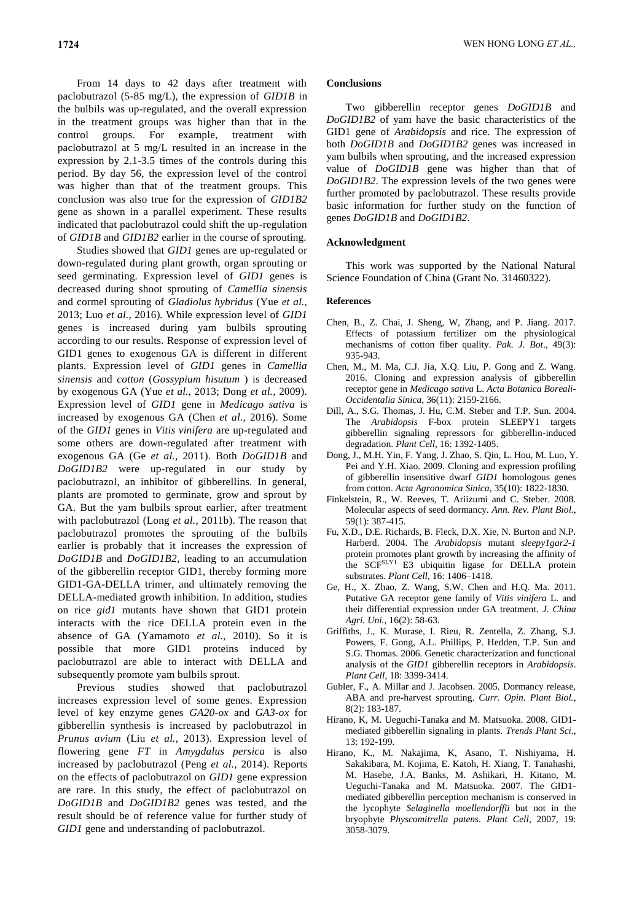From 14 days to 42 days after treatment with paclobutrazol (5-85 mg/L), the expression of *GID1B* in the bulbils was up-regulated, and the overall expression in the treatment groups was higher than that in the control groups. For example, treatment with paclobutrazol at 5 mg/L resulted in an increase in the expression by 2.1-3.5 times of the controls during this period. By day 56, the expression level of the control was higher than that of the treatment groups. This conclusion was also true for the expression of *GID1B2* gene as shown in a parallel experiment. These results indicated that paclobutrazol could shift the up-regulation of *GID1B* and *GID1B2* earlier in the course of sprouting.

Studies showed that *GID1* genes are up-regulated or down-regulated during plant growth, organ sprouting or seed germinating. Expression level of *GID1* genes is decreased during shoot sprouting of *Camellia sinensis* and cormel sprouting of *Gladiolus hybridus* (Yue *et al.*, 2013; Luo *et al.*, 2016). While expression level of *GID1* genes is increased during yam bulbils sprouting according to our results. Response of expression level of GID1 genes to exogenous GA is different in different plants. Expression level of *GID1* genes in *Camellia sinensis* and *cotton* (*Gossypium hisutum* ) is decreased by exogenous GA (Yue *et al.*, 2013; Dong *et al.*, 2009). Expression level of *GID1* gene in *Medicago sativa* is increased by exogenous GA (Chen *et al.*, 2016). Some of the *GID1* genes in *Vitis vinifera* are up-regulated and some others are down-regulated after treatment with exogenous GA (Ge *et al.*, 2011). Both *DoGID1B* and *DoGID1B2* were up-regulated in our study by paclobutrazol, an inhibitor of gibberellins. In general, plants are promoted to germinate, grow and sprout by GA. But the yam bulbils sprout earlier, after treatment with paclobutrazol (Long *et al.*, 2011b). The reason that paclobutrazol promotes the sprouting of the bulbils earlier is probably that it increases the expression of *DoGID1B* and *DoGID1B2*, leading to an accumulation of the gibberellin receptor GID1, thereby forming more GID1-GA-DELLA trimer, and ultimately removing the DELLA-mediated growth inhibition. In addition, studies on rice *gid1* mutants have shown that GID1 protein interacts with the rice DELLA protein even in the absence of GA (Yamamoto *et al.*, 2010). So it is possible that more GID1 proteins induced by paclobutrazol are able to interact with DELLA and subsequently promote yam bulbils sprout.

Previous studies showed that paclobutrazol increases expression level of some genes. Expression level of key enzyme genes *GA20-ox* and *GA3-ox* for gibberellin synthesis is increased by paclobutrazol in *Prunus avium* (Liu *et al.*, 2013). Expression level of flowering gene *FT* in *Amygdalus persica* is also increased by paclobutrazol (Peng *et al.*, 2014). Reports on the effects of paclobutrazol on *GID1* gene expression are rare. In this study, the effect of paclobutrazol on *DoGID1B* and *DoGID1B2* genes was tested, and the result should be of reference value for further study of *GID1* gene and understanding of paclobutrazol.

## Conclusions

Two gibberellin receptor genes *DoGID1B* and *DoGID1B2* of yam have the basic characteristics of the GID1 gene of *Arabidopsis* and rice. The expression of both *DoGID1B* and *DoGID1B2* genes was increased in yam bulbils when sprouting, and the increased expression value of *DoGID1B* gene was higher than that of *DoGID1B2*. The expression levels of the two genes were further promoted by paclobutrazol. These results provide basic information for further study on the function of genes *DoGID1B* and *DoGID1B2*.

## Acknowledgment

This work was supported by the National Natural Science Foundation of China (Grant No. 31460322).

## References

- Chen, B., Z. Chai, J. Sheng, W, Zhang, and P. Jiang. 2017. Effects of potassium fertilizer om the physiological mechanisms of cotton fiber quality. *Pak. J. Bot*., 49(3): 935-943.
- Chen, M., M. Ma, C.J. Jia, X.Q. Liu, P. Gong and Z. Wang. 2016. Cloning and expression analysis of gibberellin receptor gene in *Medicago sativa* L. *Acta Botanica Boreali-Occidentalia Sinica*, 36(11): 2159-2166.
- Dill, A., S.G. Thomas, J. Hu, C.M. Steber and T.P. Sun. 2004. The *Arabidopsis* F-box protein SLEEPY1 targets gibberellin signaling repressors for gibberellin-induced degradation. *Plant Cell*, 16: 1392-1405.
- Dong, J., M.H. Yin, F. Yang, J. Zhao, S. Qin, L. Hou, M. Luo, Y. Pei and Y.H. Xiao. 2009. Cloning and expression profiling of gibberellin insensitive dwarf *GID1* homologous genes from cotton. *Acta Agronomica Sinica*, 35(10): 1822-1830.
- Finkelstein, R., W. Reeves, T. Ariizumi and C. Steber. 2008. Molecular aspects of seed dormancy. *Ann. Rev. Plant Biol.*, 59(1): 387-415.
- Fu, X.D., D.E. Richards, B. Fleck, D.X. Xie, N. Burton and N.P. Harberd. 2004. The *Arabidopsis* mutant *sleepy1gar2-1* protein promotes plant growth by increasing the affinity of the $SCF^{SLY1}$ E3 ubiquitin ligase for DELLA protein substrates. *Plant Cell*, 16: 1406–1418.
- Ge, H., X. Zhao, Z. Wang, S.W. Chen and H.Q. Ma. 2011. Putative GA receptor gene family of *Vitis vinifera* L. and their differential expression under GA treatment. *J. China Agri. Uni.*, 16(2): 58-63.
- Griffiths, J., K. Murase, I. Rieu, R. Zentella, Z. Zhang, S.J. Powers, F. Gong, A.L. Phillips, P. Hedden, T.P. Sun and S.G. Thomas. 2006. Genetic characterization and functional analysis of the *GID1* gibberellin receptors in *Arabidopsis*. *Plant Cell*, 18: 3399-3414.
- Gubler, F., A. Millar and J. Jacobsen. 2005. Dormancy release, ABA and pre-harvest sprouting. *Curr. Opin. Plant Biol.*, 8(2): 183-187.
- Hirano, K, M. Ueguchi-Tanaka and M. Matsuoka. 2008. GID1-mediated gibberellin signaling in plants. *Trends Plant Sci.*, 13: 192-199.
- Hirano, K., M. Nakajima, K, Asano, T. Nishiyama, H. Sakakibara, M. Kojima, E. Katoh, H. Xiang, T. Tanahashi, M. Hasebe, J.A. Banks, M. Ashikari, H. Kitano, M. Ueguchi-Tanaka and M. Matsuoka. 2007. The GID1-mediated gibberellin perception mechanism is conserved in the lycophyte *Selaginella moellendorffii* but not in the bryophyte *Physcomitrella patens*. *Plant Cell*, 2007, 19: 3058-3079.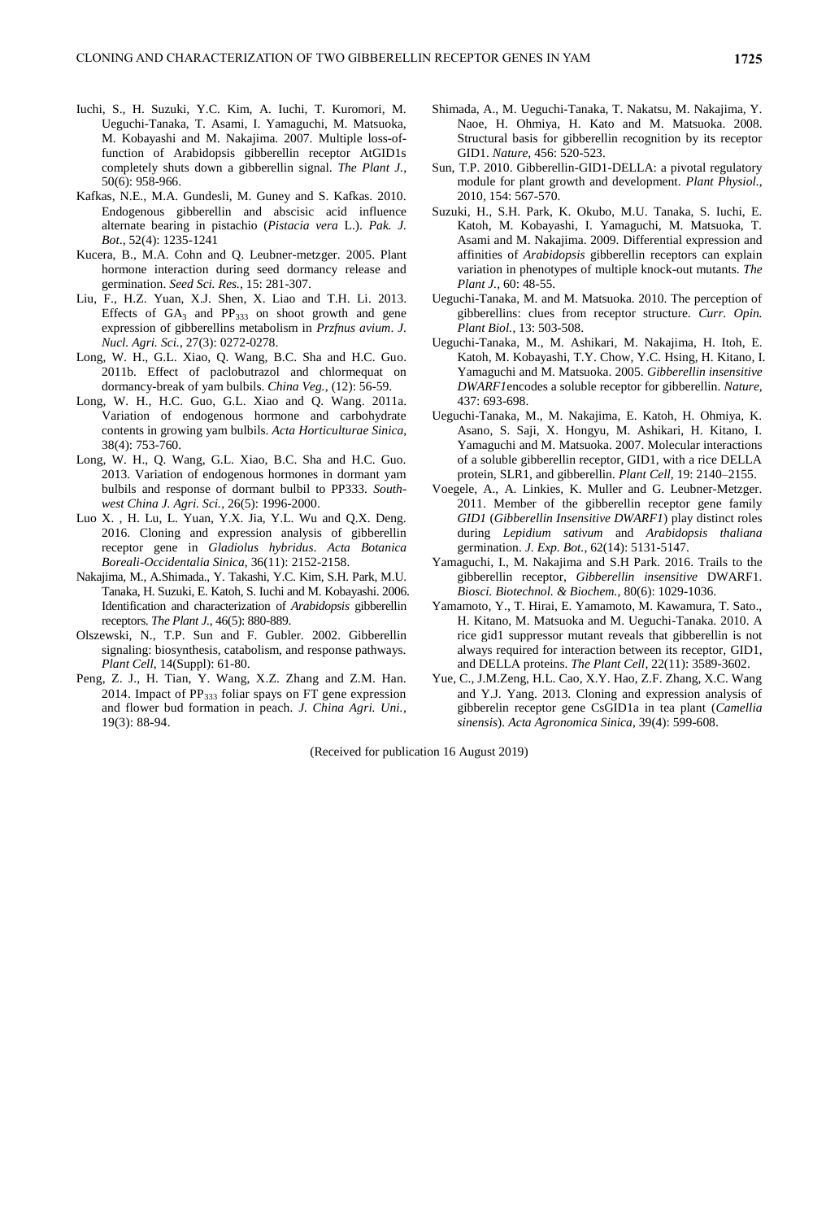Iuchi, S., H. Suzuki, Y.C. Kim, A. Iuchi, T. Kuromori, M. Ueguchi-Tanaka, T. Asami, I. Yamaguchi, M. Matsuoka, M. Kobayashi and M. Nakajima. 2007. Multiple loss-of-function of Arabidopsis gibberellin receptor AtGID1s completely shuts down a gibberellin signal. *The Plant J.*, 50(6): 958-966.

Kafkas, N.E., M.A. Gundesli, M. Guney and S. Kafkas. 2010. Endogenous gibberellin and abscisic acid influence alternate bearing in pistachio (*Pistacia vera* L.). *Pak. J. Bot.*, 52(4): 1235-1241

Kucera, B., M.A. Cohn and Q. Leubner-metzger. 2005. Plant hormone interaction during seed dormancy release and germination. *Seed Sci. Res.*, 15: 281-307.

Liu, F., H.Z. Yuan, X.J. Shen, X. Liao and T.H. Li. 2013. Effects of $GA_3$ and $PP_{333}$ on shoot growth and gene expression of gibberellins metabolism in *Przfnus avium*. *J. Nucl. Agri. Sci.*, 27(3): 0272-0278.

Long, W. H., G.L. Xiao, Q. Wang, B.C. Sha and H.C. Guo. 2011b. Effect of paclobutrazol and chlormequat on dormancy-break of yam bulbils. *China Veg.*, (12): 56-59.

Long, W. H., H.C. Guo, G.L. Xiao and Q. Wang. 2011a. Variation of endogenous hormone and carbohydrate contents in growing yam bulbils. *Acta Horticulturae Sinica*, 38(4): 753-760.

Long, W. H., Q. Wang, G.L. Xiao, B.C. Sha and H.C. Guo. 2013. Variation of endogenous hormones in dormant yam bulbils and response of dormant bulbil to PP333. *South-west China J. Agri. Sci.*, 26(5): 1996-2000.

Luo X. , H. Lu, L. Yuan, Y.X. Jia, Y.L. Wu and Q.X. Deng. 2016. Cloning and expression analysis of gibberellin receptor gene in *Gladiolus hybridus*. *Acta Botanica Boreali-Occidentalia Sinica*, 36(11): 2152-2158.

Nakajima, M., A.Shimada., Y. Takashi, Y.C. Kim, S.H. Park, M.U. Tanaka, H. Suzuki, E. Katoh, S. Iuchi and M. Kobayashi. 2006. Identification and characterization of *Arabidopsis* gibberellin receptors. *The Plant J.*, 46(5): 880-889.

Olszewski, N., T.P. Sun and F. Gubler. 2002. Gibberellin signaling: biosynthesis, catabolism, and response pathways. *Plant Cell*, 14(Suppl): 61-80.

Peng, Z. J., H. Tian, Y. Wang, X.Z. Zhang and Z.M. Han. 2014. Impact of $PP_{333}$ foliar spays on FT gene expression and flower bud formation in peach. *J. China Agri. Uni.*, 19(3): 88-94.

Shimada, A., M. Ueguchi-Tanaka, T. Nakatsu, M. Nakajima, Y. Naoe, H. Ohmiya, H. Kato and M. Matsuoka. 2008. Structural basis for gibberellin recognition by its receptor GID1. *Nature*, 456: 520-523.

Sun, T.P. 2010. Gibberellin-GID1-DELLA: a pivotal regulatory module for plant growth and development. *Plant Physiol.*, 2010, 154: 567-570.

Suzuki, H., S.H. Park, K. Okubo, M.U. Tanaka, S. Iuchi, E. Katoh, M. Kobayashi, I. Yamaguchi, M. Matsuoka, T. Asami and M. Nakajima. 2009. Differential expression and affinities of *Arabidopsis* gibberellin receptors can explain variation in phenotypes of multiple knock-out mutants. *The Plant J.*, 60: 48-55.

Ueguchi-Tanaka, M. and M. Matsuoka. 2010. The perception of gibberellins: clues from receptor structure. *Curr. Opin. Plant Biol.*, 13: 503-508.

Ueguchi-Tanaka, M., M. Ashikari, M. Nakajima, H. Itoh, E. Katoh, M. Kobayashi, T.Y. Chow, Y.C. Hsing, H. Kitano, I. Yamaguchi and M. Matsuoka. 2005. *Gibberellin insensitive DWARF1*encodes a soluble receptor for gibberellin. *Nature*, 437: 693-698.

Ueguchi-Tanaka, M., M. Nakajima, E. Katoh, H. Ohmiya, K. Asano, S. Saji, X. Hongyu, M. Ashikari, H. Kitano, I. Yamaguchi and M. Matsuoka. 2007. Molecular interactions of a soluble gibberellin receptor, GID1, with a rice DELLA protein, SLR1, and gibberellin. *Plant Cell*, 19: 2140–2155.

Voegele, A., A. Linkies, K. Muller and G. Leubner-Metzger. 2011. Member of the gibberellin receptor gene family *GID1* (*Gibberellin Insensitive DWARF1*) play distinct roles during *Lepidium sativum* and *Arabidopsis thaliana* germination. *J. Exp. Bot.*, 62(14): 5131-5147.

Yamaguchi, I., M. Nakajima and S.H Park. 2016. Trails to the gibberellin receptor, *Gibberellin insensitive* DWARF1. *Biosci. Biotechnol. & Biochem.*, 80(6): 1029-1036.

Yamamoto, Y., T. Hirai, E. Yamamoto, M. Kawamura, T. Sato., H. Kitano, M. Matsuoka and M. Ueguchi-Tanaka. 2010. A rice gid1 suppressor mutant reveals that gibberellin is not always required for interaction between its receptor, GID1, and DELLA proteins. *The Plant Cell*, 22(11): 3589-3602.

Yue, C., J.M.Zeng, H.L. Cao, X.Y. Hao, Z.F. Zhang, X.C. Wang and Y.J. Yang. 2013. Cloning and expression analysis of gibberelin receptor gene CsGID1a in tea plant (*Camellia sinensis*). *Acta Agronomica Sinica*, 39(4): 599-608.

(Received for publication 16 August 2019)